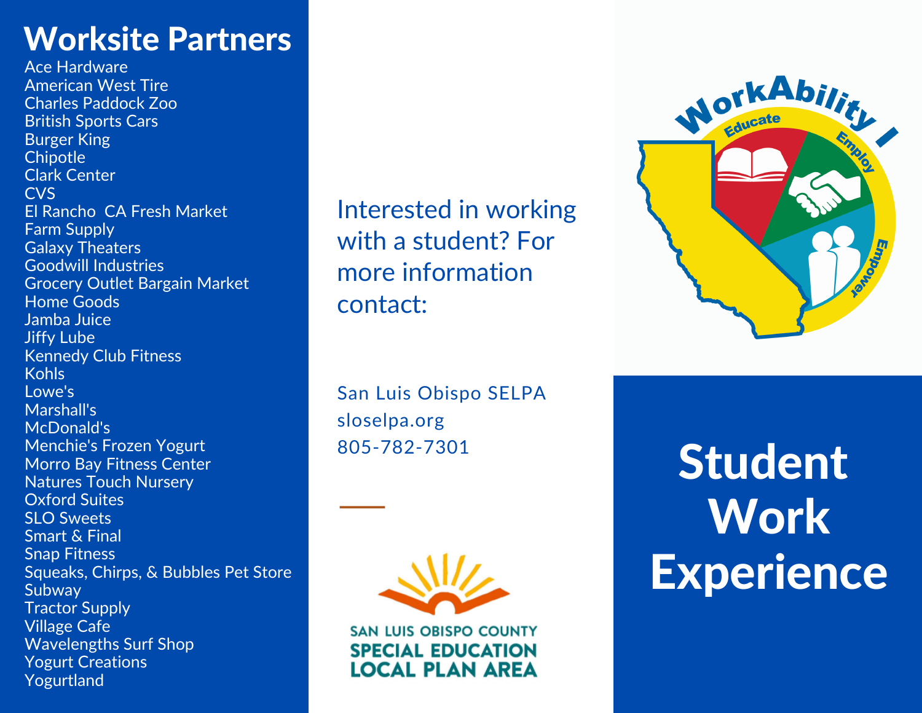# Worksite Partners

Ace Hardware
American West Tire
Charles Paddock Zoo
British Sports Cars
Burger King
Chipotle
Clark Center
CVS
El Rancho CA Fresh Market
Farm Supply
Galaxy Theaters
Goodwill Industries
Grocery Outlet Bargain Market
Home Goods
Jamba Juice
Jiffy Lube
Kennedy Club Fitness
Kohls
Lowe's
Marshall's
McDonald's
Menchie's Frozen Yogurt
Morro Bay Fitness Center
Natures Touch Nursery
Oxford Suites
SLO Sweets
Smart & Final
Snap Fitness
Squeaks, Chirps, & Bubbles Pet Store
Subway
Tractor Supply
Village Cafe
Wavelengths Surf Shop
Yogurt Creations
Yogurtland

Interested in working with a student? For more information contact:

San Luis Obispo SELPA
sloselpa.org
805-782-7301

SAN LUIS OBISPO COUNTY
SPECIAL EDUCATION
LOCAL PLAN AREA

WorkAbility I
Educate
Employ
Empower

# Student Work Experience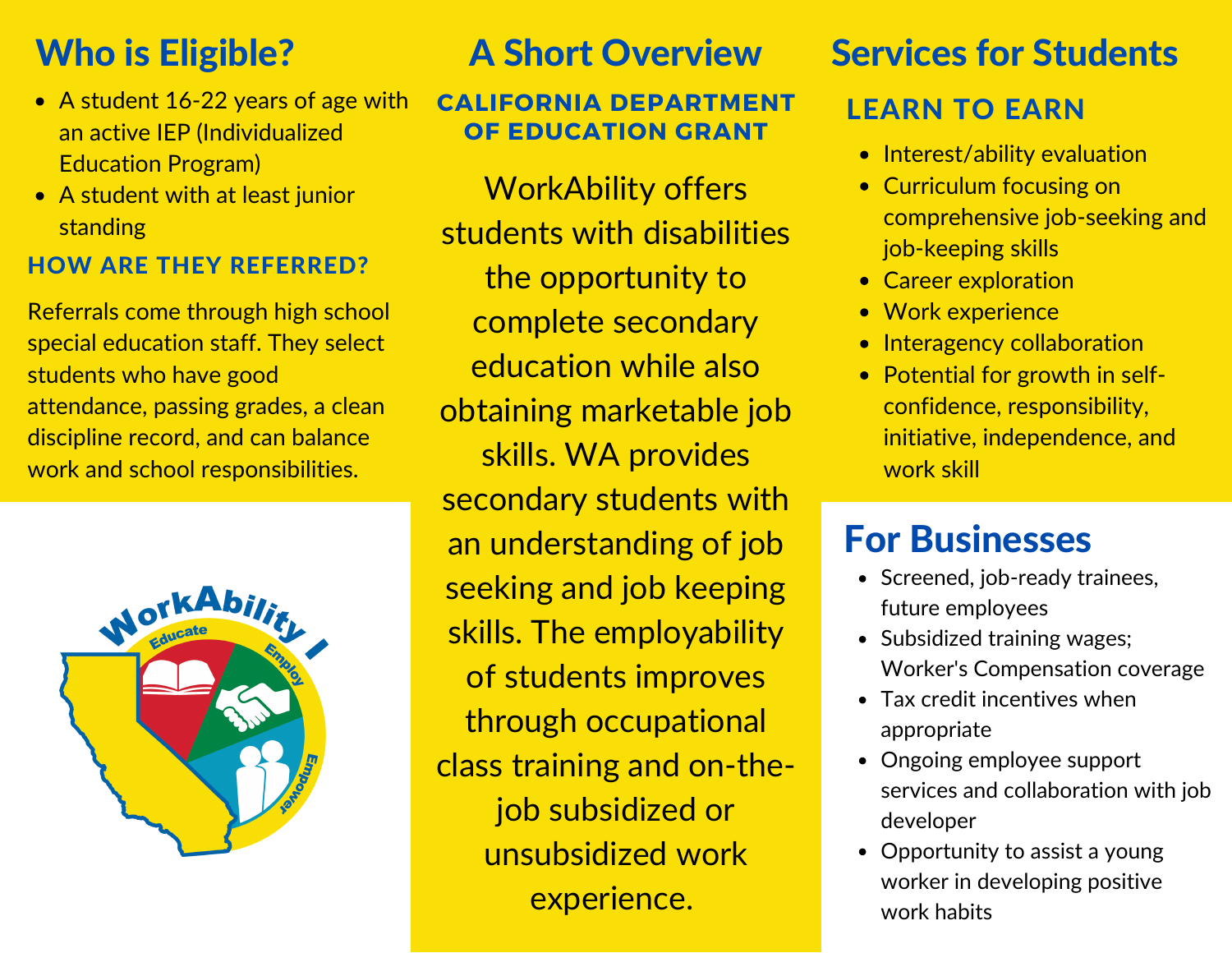## Who is Eligible?

- A student 16-22 years of age with an active IEP (Individualized Education Program)
- A student with at least junior standing

### HOW ARE THEY REFERRED?

Referrals come through high school special education staff. They select students who have good attendance, passing grades, a clean discipline record, and can balance work and school responsibilities.

## A Short Overview

### CALIFORNIA DEPARTMENT OF EDUCATION GRANT

WorkAbility offers students with disabilities the opportunity to complete secondary education while also obtaining marketable job skills. WA provides secondary students with an understanding of job seeking and job keeping skills. The employability of students improves through occupational class training and on-the-job subsidized or unsubsidized work experience.

## Services for Students

### LEARN TO EARN

- Interest/ability evaluation
- Curriculum focusing on comprehensive job-seeking and job-keeping skills
- Career exploration
- Work experience
- Interagency collaboration
- Potential for growth in self-confidence, responsibility, initiative, independence, and work skill

## For Businesses

- Screened, job-ready trainees, future employees
- Subsidized training wages; Worker's Compensation coverage
- Tax credit incentives when appropriate
- Ongoing employee support services and collaboration with job developer
- Opportunity to assist a young worker in developing positive work habits